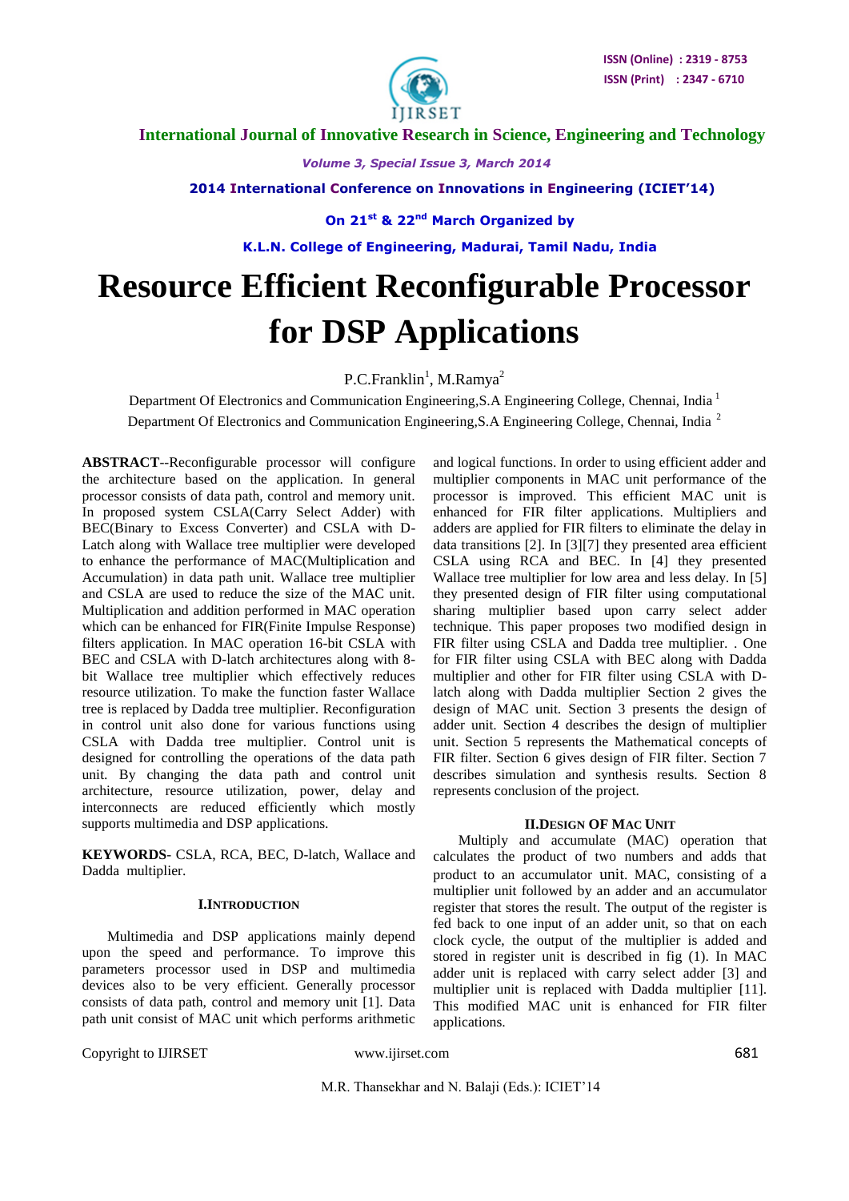# Resource Efficient Reconfigurable Processor for DSP Applications

P.C.Franklin[1], M.Ramya[2]

Department Of Electronics and Communication Engineering,S.A Engineering College, Chennai, India [1]

Department Of Electronics and Communication Engineering,S.A Engineering College, Chennai, India [2]

**ABSTRACT**--Reconfigurable processor will configure the architecture based on the application. In general processor consists of data path, control and memory unit. In proposed system CSLA(Carry Select Adder) with BEC(Binary to Excess Converter) and CSLA with D-Latch along with Wallace tree multiplier were developed to enhance the performance of MAC(Multiplication and Accumulation) in data path unit. Wallace tree multiplier and CSLA are used to reduce the size of the MAC unit. Multiplication and addition performed in MAC operation which can be enhanced for FIR(Finite Impulse Response) filters application. In MAC operation 16-bit CSLA with BEC and CSLA with D-latch architectures along with 8-bit Wallace tree multiplier which effectively reduces resource utilization. To make the function faster Wallace tree is replaced by Dadda tree multiplier. Reconfiguration in control unit also done for various functions using CSLA with Dadda tree multiplier. Control unit is designed for controlling the operations of the data path unit. By changing the data path and control unit architecture, resource utilization, power, delay and interconnects are reduced efficiently which mostly supports multimedia and DSP applications.

**KEYWORDS**- CSLA, RCA, BEC, D-latch, Wallace and Dadda multiplier.

## I.INTRODUCTION

Multimedia and DSP applications mainly depend upon the speed and performance. To improve this parameters processor used in DSP and multimedia devices also to be very efficient. Generally processor consists of data path, control and memory unit [1]. Data path unit consist of MAC unit which performs arithmetic and logical functions. In order to using efficient adder and multiplier components in MAC unit performance of the processor is improved. This efficient MAC unit is enhanced for FIR filter applications. Multipliers and adders are applied for FIR filters to eliminate the delay in data transitions [2]. In [3][7] they presented area efficient CSLA using RCA and BEC. In [4] they presented Wallace tree multiplier for low area and less delay. In [5] they presented design of FIR filter using computational sharing multiplier based upon carry select adder technique. This paper proposes two modified design in FIR filter using CSLA and Dadda tree multiplier. . One for FIR filter using CSLA with BEC along with Dadda multiplier and other for FIR filter using CSLA with D-latch along with Dadda multiplier Section 2 gives the design of MAC unit. Section 3 presents the design of adder unit. Section 4 describes the design of multiplier unit. Section 5 represents the Mathematical concepts of FIR filter. Section 6 gives design of FIR filter. Section 7 describes simulation and synthesis results. Section 8 represents conclusion of the project.

## II.DESIGN OF MAC UNIT

Multiply and accumulate (MAC) operation that calculates the product of two numbers and adds that product to an accumulator unit. MAC, consisting of a multiplier unit followed by an adder and an accumulator register that stores the result. The output of the register is fed back to one input of an adder unit, so that on each clock cycle, the output of the multiplier is added and stored in register unit is described in fig (1). In MAC adder unit is replaced with carry select adder [3] and multiplier unit is replaced with Dadda multiplier [11]. This modified MAC unit is enhanced for FIR filter applications.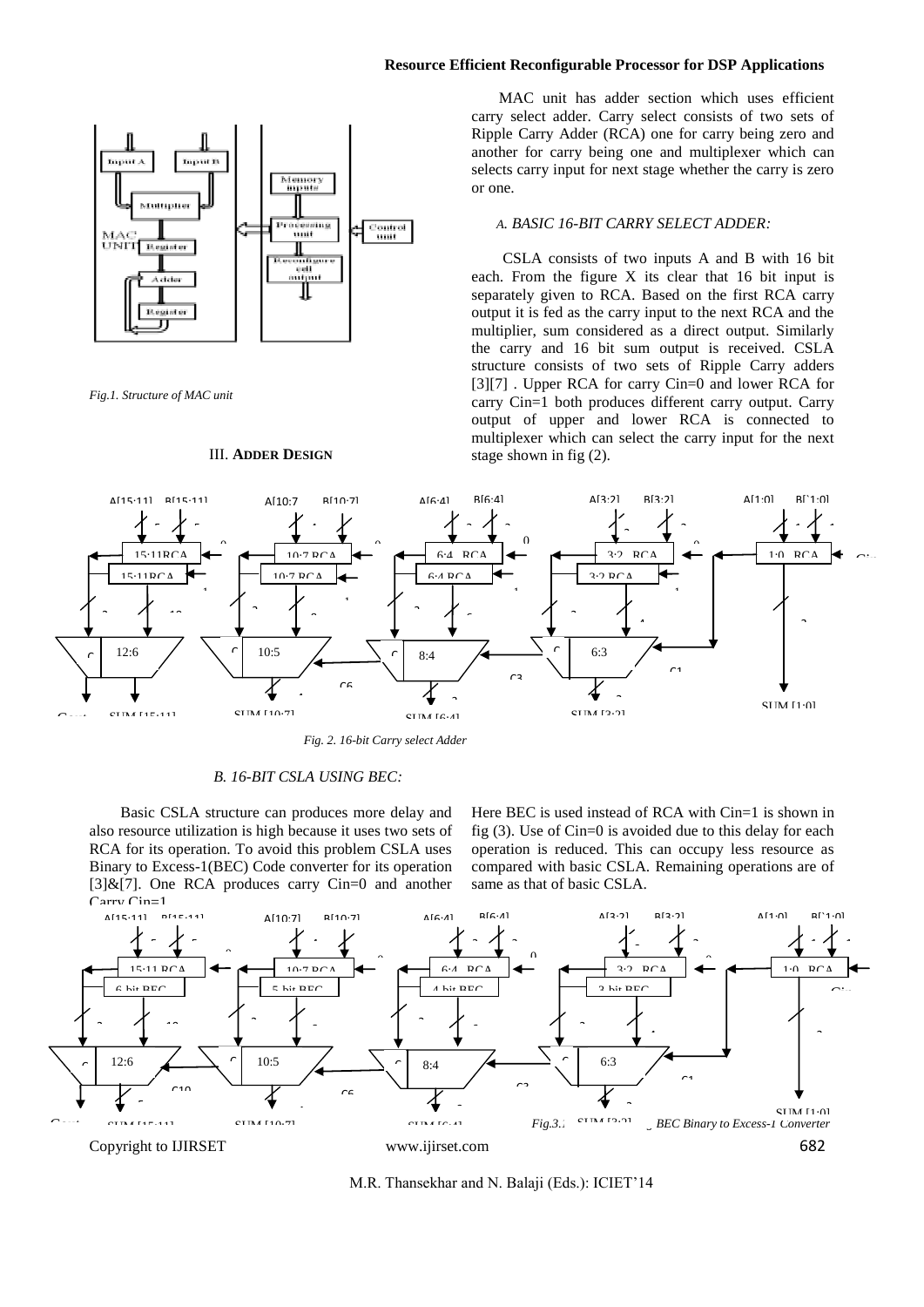MAC unit has adder section which uses efficient carry select adder. Carry select consists of two sets of Ripple Carry Adder (RCA) one for carry being zero and another for carry being one and multiplexer which can selects carry input for next stage whether the carry is zero or one.

*Fig.1. Structure of MAC unit*

## III. ADDER DESIGN

### *A. BASIC 16-BIT CARRY SELECT ADDER:*

CSLA consists of two inputs A and B with 16 bit each. From the figure X its clear that 16 bit input is separately given to RCA. Based on the first RCA carry output it is fed as the carry input to the next RCA and the multiplier, sum considered as a direct output. Similarly the carry and 16 bit sum output is received. CSLA structure consists of two sets of Ripple Carry adders [3][7] . Upper RCA for carry Cin=0 and lower RCA for carry Cin=1 both produces different carry output. Carry output of upper and lower RCA is connected to multiplexer which can select the carry input for the next stage shown in fig (2).

*Fig. 2. 16-bit Carry select Adder*

### *B. 16-BIT CSLA USING BEC:*

Basic CSLA structure can produces more delay and also resource utilization is high because it uses two sets of RCA for its operation. To avoid this problem CSLA uses Binary to Excess-1(BEC) Code converter for its operation [3]&[7]. One RCA produces carry Cin=0 and another Carry Cin=1.

Here BEC is used instead of RCA with Cin=1 is shown in fig (3). Use of Cin=0 is avoided due to this delay for each operation is reduced. This can occupy less resource as compared with basic CSLA. Remaining operations are of same as that of basic CSLA.

*Fig.3. CSLA using BEC Binary to Excess-1 Converter*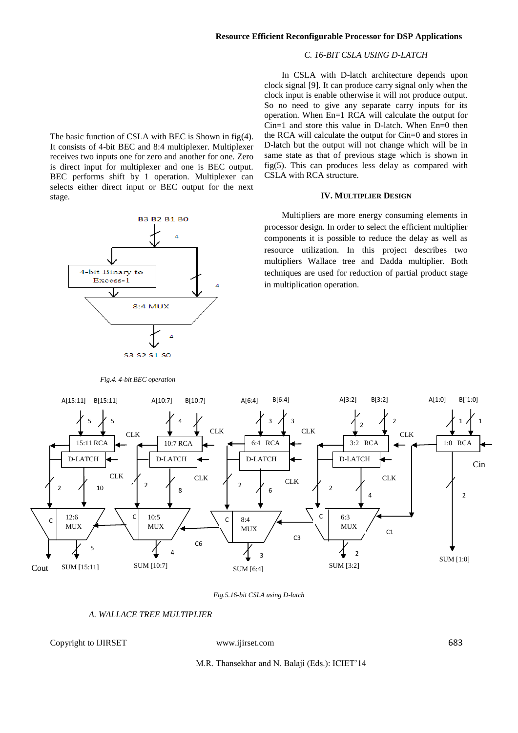The basic function of CSLA with BEC is Shown in fig(4). It consists of 4-bit BEC and 8:4 multiplexer. Multiplexer receives two inputs one for zero and another for one. Zero is direct input for multiplexer and one is BEC output. BEC performs shift by 1 operation. Multiplexer can selects either direct input or BEC output for the next stage.

*Fig.4. 4-bit BEC operation*

### C. 16-BIT CSLA USING D-LATCH

In CSLA with D-latch architecture depends upon clock signal [9]. It can produce carry signal only when the clock input is enable otherwise it will not produce output. So no need to give any separate carry inputs for its operation. When En=1 RCA will calculate the output for Cin=1 and store this value in D-latch. When En=0 then the RCA will calculate the output for Cin=0 and stores in D-latch but the output will not change which will be in same state as that of previous stage which is shown in fig(5). This can produces less delay as compared with CSLA with RCA structure.

## IV. MULTIPLIER DESIGN

Multipliers are more energy consuming elements in processor design. In order to select the efficient multiplier components it is possible to reduce the delay as well as resource utilization. In this project describes two multipliers Wallace tree and Dadda multiplier. Both techniques are used for reduction of partial product stage in multiplication operation.

*Fig.5.16-bit CSLA using D-latch*

### A. WALLACE TREE MULTIPLIER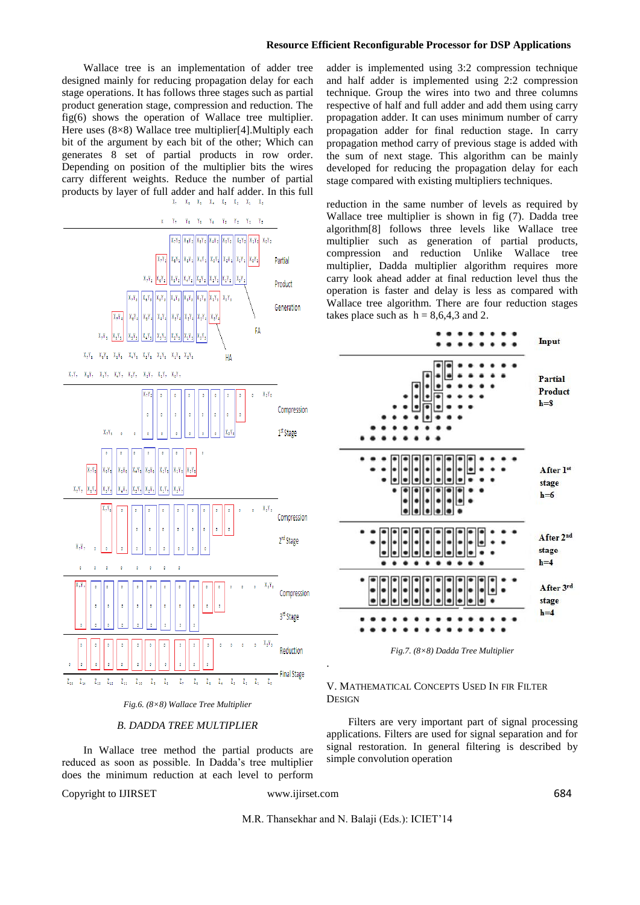Wallace tree is an implementation of adder tree designed mainly for reducing propagation delay for each stage operations. It has follows three stages such as partial product generation stage, compression and reduction. The fig(6) shows the operation of Wallace tree multiplier. Here uses (8×8) Wallace tree multiplier[4].Multiply each bit of the argument by each bit of the other; Which can generates 8 set of partial products in row order. Depending on position of the multiplier bits the wires carry different weights. Reduce the number of partial products by layer of full adder and half adder. In this full adder is implemented using 3:2 compression technique and half adder is implemented using 2:2 compression technique. Group the wires into two and three columns respective of half and full adder and add them using carry propagation adder. It can uses minimum number of carry propagation adder for final reduction stage. In carry propagation method carry of previous stage is added with the sum of next stage. This algorithm can be mainly developed for reducing the propagation delay for each stage compared with existing multipliers techniques.

*Fig.6. (8×8) Wallace Tree Multiplier*

### B. DADDA TREE MULTIPLIER

In Wallace tree method the partial products are reduced as soon as possible. In Dadda's tree multiplier does the minimum reduction at each level to perform reduction in the same number of levels as required by Wallace tree multiplier is shown in fig (7). Dadda tree algorithm[8] follows three levels like Wallace tree multiplier such as generation of partial products, compression and reduction. Unlike Wallace tree multiplier, Dadda multiplier algorithm requires more carry look ahead adder at final reduction level thus the operation is faster and delay is less as compared with Wallace tree algorithm. There are four reduction stages takes place such as $h = 8,6,4,3$ and 2.

*Fig.7. (8×8) Dadda Tree Multiplier*

## V. MATHEMATICAL CONCEPTS USED IN FIR FILTER DESIGN

Filters are very important part of signal processing applications. Filters are used for signal separation and for signal restoration. In general filtering is described by simple convolution operation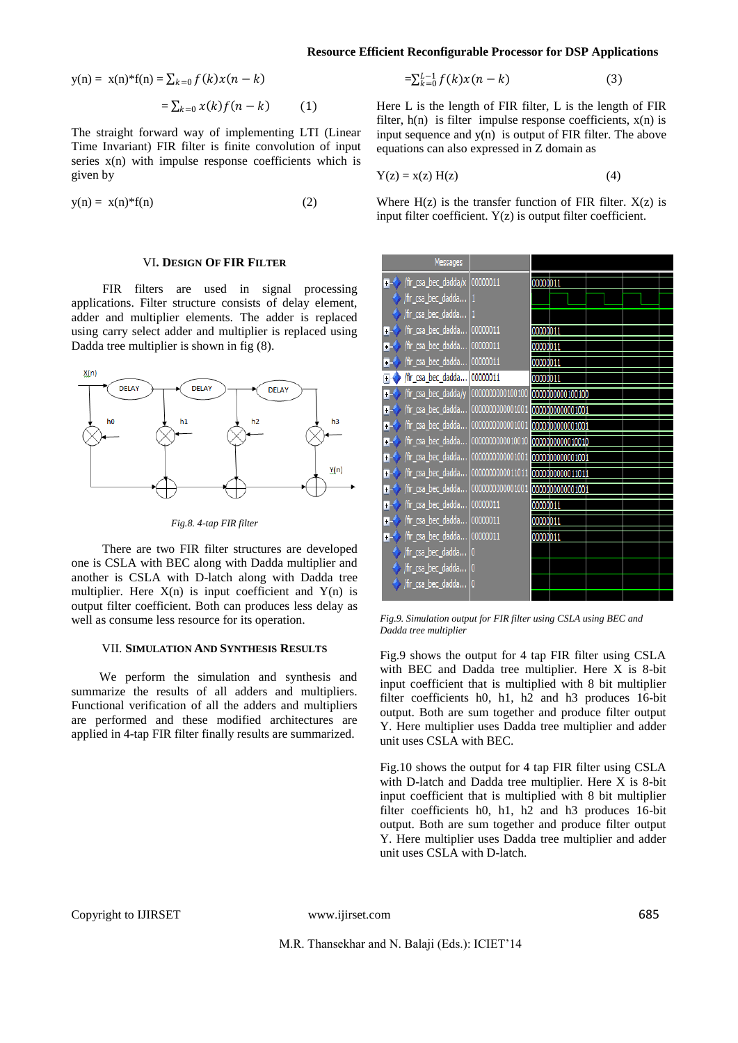$$y(n) = x(n)*f(n) = \sum_{k=0} f(k)x(n-k)$$

$$= \sum_{k=0} x(k)f(n-k) \qquad (1)$$

The straight forward way of implementing LTI (Linear Time Invariant) FIR filter is finite convolution of input series x(n) with impulse response coefficients which is given by

$$y(n) = x(n)*f(n) \qquad (2)$$

$$= \sum_{k=0}^{L-1} f(k)x(n-k) \qquad (3)$$

Here L is the length of FIR filter, L is the length of FIR filter, h(n) is filter impulse response coefficients, x(n) is input sequence and y(n) is output of FIR filter. The above equations can also expressed in Z domain as

$$Y(z) = x(z)\, H(z) \qquad (4)$$

Where H(z) is the transfer function of FIR filter. X(z) is input filter coefficient. Y(z) is output filter coefficient.

## VI. Design Of FIR Filter

FIR filters are used in signal processing applications. Filter structure consists of delay element, adder and multiplier elements. The adder is replaced using carry select adder and multiplier is replaced using Dadda tree multiplier is shown in fig (8).

*Fig.8. 4-tap FIR filter*

There are two FIR filter structures are developed one is CSLA with BEC along with Dadda multiplier and another is CSLA with D-latch along with Dadda tree multiplier. Here X(n) is input coefficient and Y(n) is output filter coefficient. Both can produces less delay as well as consume less resource for its operation.

## VII. Simulation And Synthesis Results

We perform the simulation and synthesis and summarize the results of all adders and multipliers. Functional verification of all the adders and multipliers are performed and these modified architectures are applied in 4-tap FIR filter finally results are summarized.

*Fig.9. Simulation output for FIR filter using CSLA using BEC and Dadda tree multiplier*

Fig.9 shows the output for 4 tap FIR filter using CSLA with BEC and Dadda tree multiplier. Here X is 8-bit input coefficient that is multiplied with 8 bit multiplier filter coefficients h0, h1, h2 and h3 produces 16-bit output. Both are sum together and produce filter output Y. Here multiplier uses Dadda tree multiplier and adder unit uses CSLA with BEC.

Fig.10 shows the output for 4 tap FIR filter using CSLA with D-latch and Dadda tree multiplier. Here X is 8-bit input coefficient that is multiplied with 8 bit multiplier filter coefficients h0, h1, h2 and h3 produces 16-bit output. Both are sum together and produce filter output Y. Here multiplier uses Dadda tree multiplier and adder unit uses CSLA with D-latch.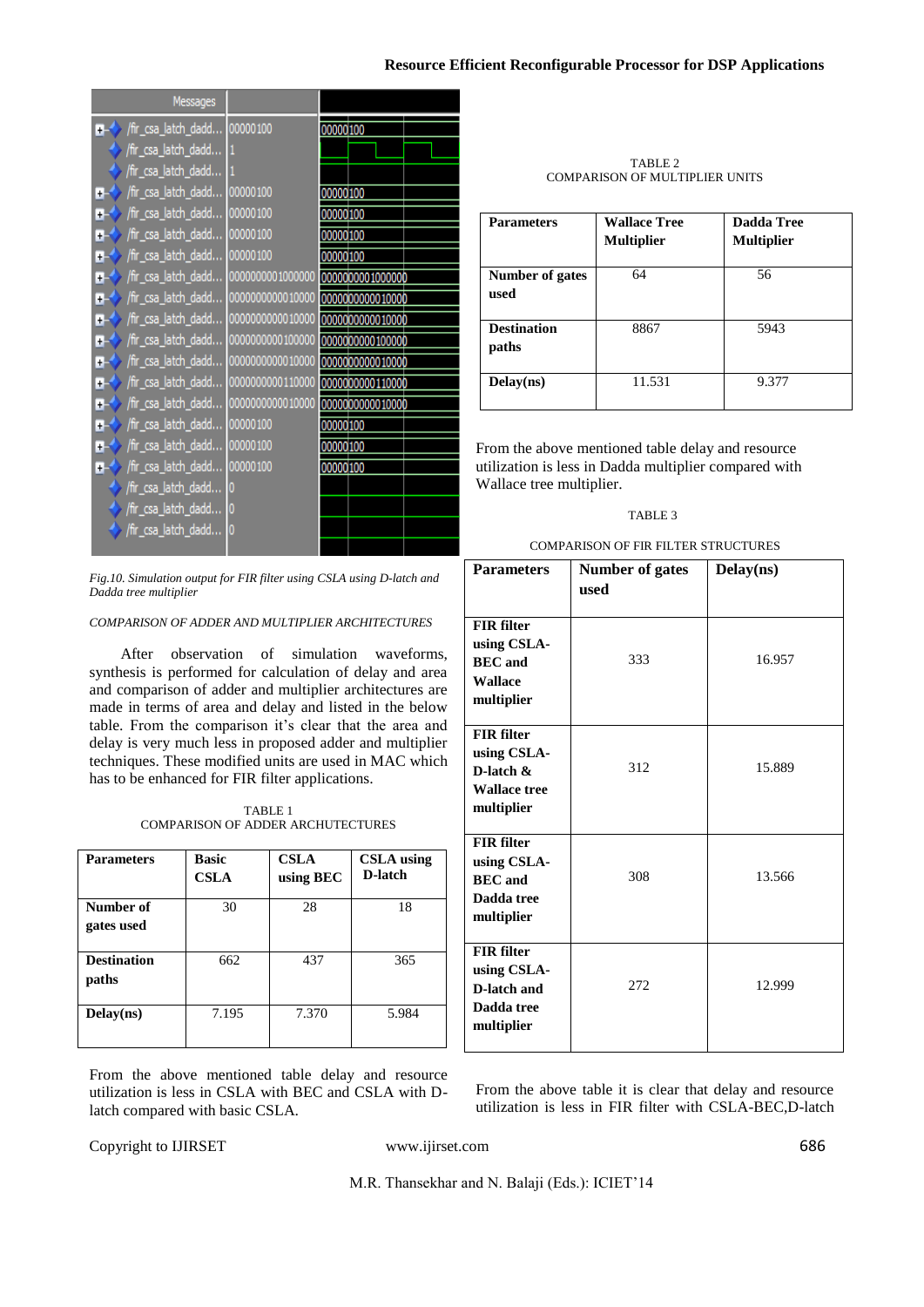*Fig.10. Simulation output for FIR filter using CSLA using D-latch and Dadda tree multiplier*

*COMPARISON OF ADDER AND MULTIPLIER ARCHITECTURES*

After observation of simulation waveforms, synthesis is performed for calculation of delay and area and comparison of adder and multiplier architectures are made in terms of area and delay and listed in the below table. From the comparison it's clear that the area and delay is very much less in proposed adder and multiplier techniques. These modified units are used in MAC which has to be enhanced for FIR filter applications.

TABLE 1
COMPARISON OF ADDER ARCHUTECTURES

| Parameters | Basic CSLA | CSLA using BEC | CSLA using D-latch |
|---|---|---|---|
| Number of gates used | 30 | 28 | 18 |
| Destination paths | 662 | 437 | 365 |
| Delay(ns) | 7.195 | 7.370 | 5.984 |

From the above mentioned table delay and resource utilization is less in CSLA with BEC and CSLA with D-latch compared with basic CSLA.

TABLE 2
COMPARISON OF MULTIPLIER UNITS

| Parameters | Wallace Tree Multiplier | Dadda Tree Multiplier |
|---|---|---|
| Number of gates used | 64 | 56 |
| Destination paths | 8867 | 5943 |
| Delay(ns) | 11.531 | 9.377 |

From the above mentioned table delay and resource utilization is less in Dadda multiplier compared with Wallace tree multiplier.

TABLE 3

COMPARISON OF FIR FILTER STRUCTURES

| Parameters | Number of gates used | Delay(ns) |
|---|---|---|
| FIR filter using CSLA-BEC and Wallace multiplier | 333 | 16.957 |
| FIR filter using CSLA-D-latch & Wallace tree multiplier | 312 | 15.889 |
| FIR filter using CSLA-BEC and Dadda tree multiplier | 308 | 13.566 |
| FIR filter using CSLA-D-latch and Dadda tree multiplier | 272 | 12.999 |

From the above table it is clear that delay and resource utilization is less in FIR filter with CSLA-BEC,D-latch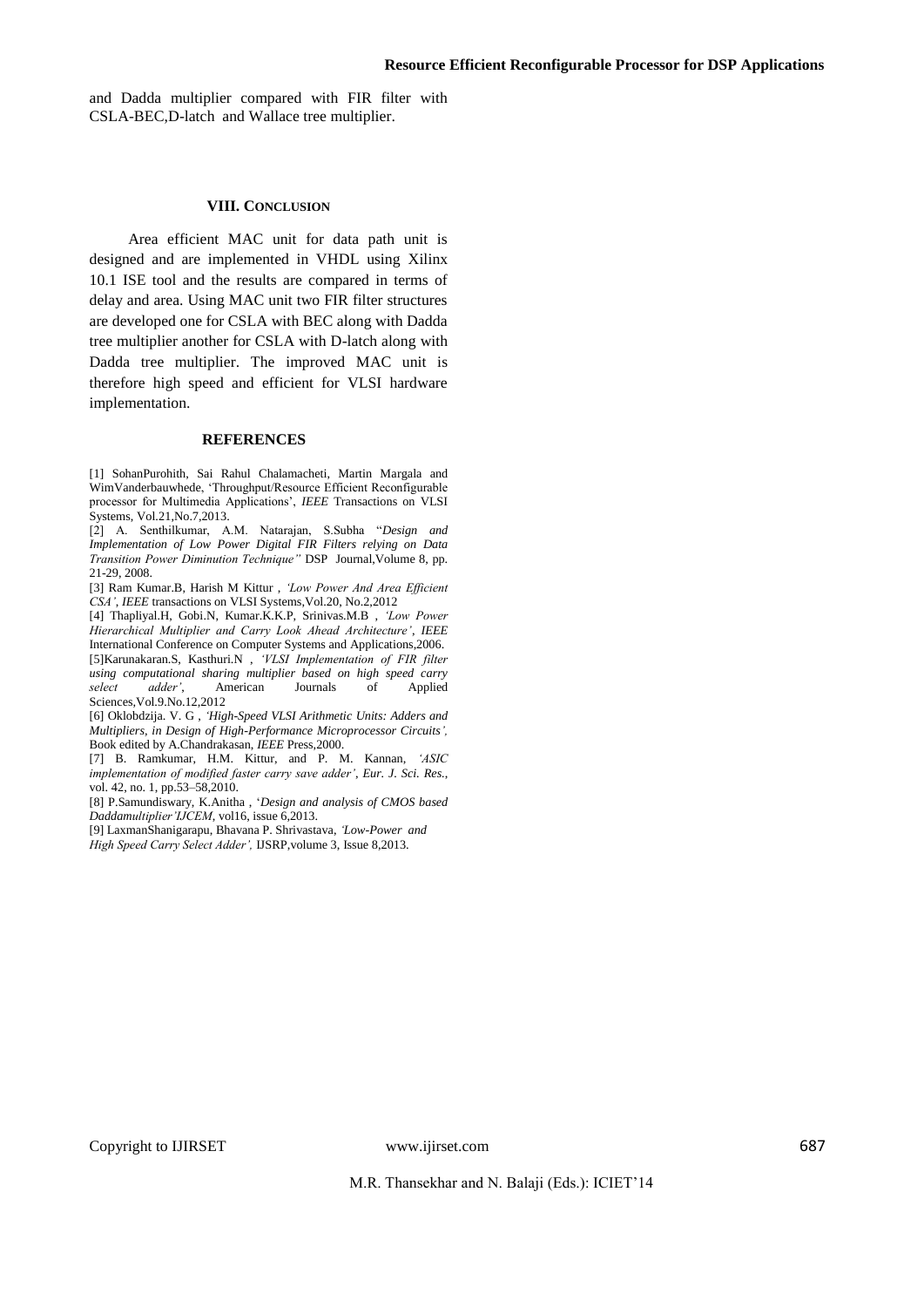and Dadda multiplier compared with FIR filter with CSLA-BEC,D-latch and Wallace tree multiplier.

### VIII. Conclusion

Area efficient MAC unit for data path unit is designed and are implemented in VHDL using Xilinx 10.1 ISE tool and the results are compared in terms of delay and area. Using MAC unit two FIR filter structures are developed one for CSLA with BEC along with Dadda tree multiplier another for CSLA with D-latch along with Dadda tree multiplier. The improved MAC unit is therefore high speed and efficient for VLSI hardware implementation.

### REFERENCES

[1] SohanPurohith, Sai Rahul Chalamacheti, Martin Margala and WimVanderbauwhede, 'Throughput/Resource Efficient Reconfigurable processor for Multimedia Applications', *IEEE* Transactions on VLSI Systems, Vol.21,No.7,2013.

[2] A. Senthilkumar, A.M. Natarajan, S.Subha "*Design and Implementation of Low Power Digital FIR Filters relying on Data Transition Power Diminution Technique"* DSP Journal,Volume 8, pp. 21-29, 2008.

[3] Ram Kumar.B, Harish M Kittur , *'Low Power And Area Efficient CSA'*, *IEEE* transactions on VLSI Systems,Vol.20, No.2,2012

[4] Thapliyal.H, Gobi.N, Kumar.K.K.P, Srinivas.M.B , *'Low Power Hierarchical Multiplier and Carry Look Ahead Architecture'*, *IEEE* International Conference on Computer Systems and Applications,2006.

[5]Karunakaran.S, Kasthuri.N , *'VLSI Implementation of FIR filter using computational sharing multiplier based on high speed carry select adder'*, American Journals of Applied Sciences,Vol.9.No.12,2012

[6] Oklobdzija. V. G , *'High-Speed VLSI Arithmetic Units: Adders and Multipliers, in Design of High-Performance Microprocessor Circuits',* Book edited by A.Chandrakasan, *IEEE* Press,2000.

[7] B. Ramkumar, H.M. Kittur, and P. M. Kannan, *'ASIC implementation of modified faster carry save adder'*, *Eur. J. Sci. Res.*, vol. 42, no. 1, pp.53–58,2010.

[8] P.Samundiswary, K.Anitha , '*Design and analysis of CMOS based Daddamultiplier'IJCEM*, vol16, issue 6,2013.

[9] LaxmanShanigarapu, Bhavana P. Shrivastava, *'Low-Power and High Speed Carry Select Adder',* IJSRP,volume 3, Issue 8,2013.